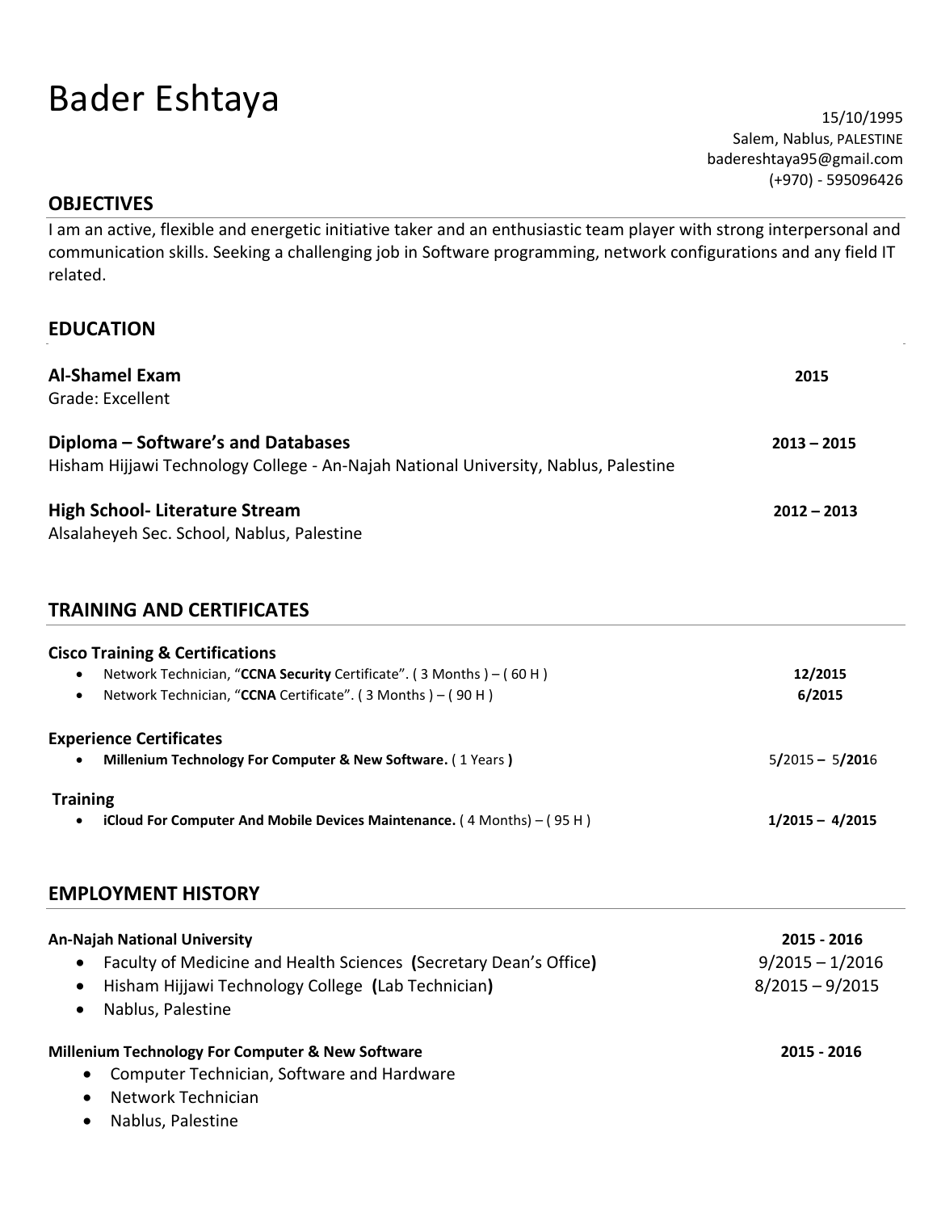# Bader Eshtaya

15/10/1995
Salem, Nablus, PALESTINE
badereshtaya95@gmail.com
(+970) - 595096426

## OBJECTIVES

I am an active, flexible and energetic initiative taker and an enthusiastic team player with strong interpersonal and communication skills. Seeking a challenging job in Software programming, network configurations and any field IT related.

## EDUCATION

**Al-Shamel Exam** — **2015**
Grade: Excellent

**Diploma – Software's and Databases** — **2013 – 2015**
Hisham Hijjawi Technology College - An-Najah National University, Nablus, Palestine

**High School- Literature Stream** — **2012 – 2013**
Alsalaheyeh Sec. School, Nablus, Palestine

## TRAINING AND CERTIFICATES

**Cisco Training & Certifications**

- Network Technician, "**CCNA Security** Certificate". ( 3 Months ) – ( 60 H ) — **12/2015**
- Network Technician, "**CCNA** Certificate". ( 3 Months ) – ( 90 H ) — **6/2015**

**Experience Certificates**

- **Millenium Technology For Computer & New Software.** ( 1 Years **)** — 5**/**2015 **–** 5**/201**6

**Training**

- **iCloud For Computer And Mobile Devices Maintenance.** ( 4 Months) – ( 95 H ) — **1/2015 – 4/2015**

## EMPLOYMENT HISTORY

**An-Najah National University** — **2015 - 2016**

- Faculty of Medicine and Health Sciences **(**Secretary Dean's Office**)** — 9/2015 – 1/2016
- Hisham Hijjawi Technology College **(**Lab Technician**)** — 8/2015 – 9/2015
- Nablus, Palestine

**Millenium Technology For Computer & New Software** — **2015 - 2016**

- Computer Technician, Software and Hardware
- Network Technician
- Nablus, Palestine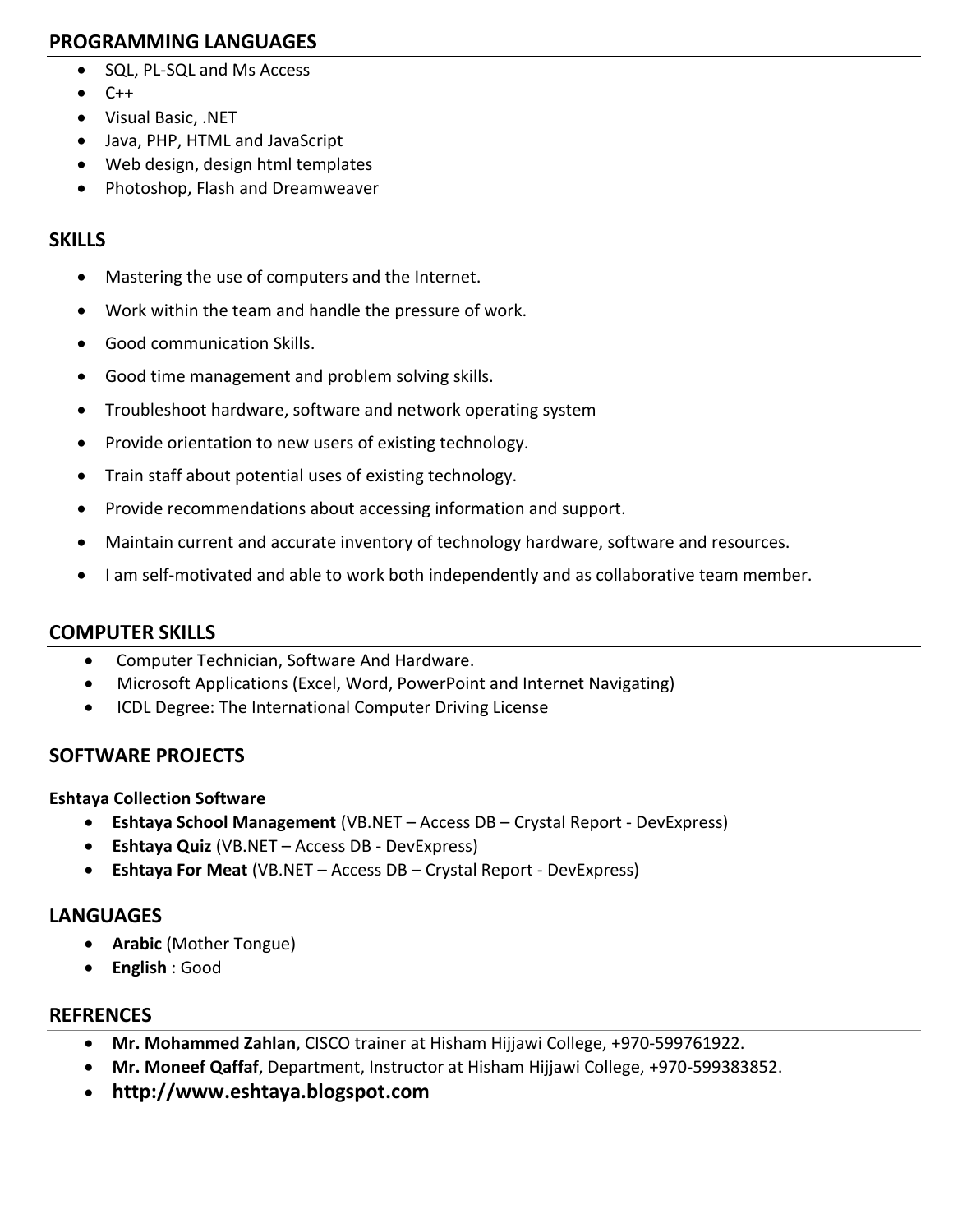## PROGRAMMING LANGUAGES

- SQL, PL-SQL and Ms Access
- C++
- Visual Basic, .NET
- Java, PHP, HTML and JavaScript
- Web design, design html templates
- Photoshop, Flash and Dreamweaver

## SKILLS

- Mastering the use of computers and the Internet.
- Work within the team and handle the pressure of work.
- Good communication Skills.
- Good time management and problem solving skills.
- Troubleshoot hardware, software and network operating system
- Provide orientation to new users of existing technology.
- Train staff about potential uses of existing technology.
- Provide recommendations about accessing information and support.
- Maintain current and accurate inventory of technology hardware, software and resources.
- I am self-motivated and able to work both independently and as collaborative team member.

## COMPUTER SKILLS

- Computer Technician, Software And Hardware.
- Microsoft Applications (Excel, Word, PowerPoint and Internet Navigating)
- ICDL Degree: The International Computer Driving License

## SOFTWARE PROJECTS

**Eshtaya Collection Software**

- **Eshtaya School Management** (VB.NET – Access DB – Crystal Report - DevExpress)
- **Eshtaya Quiz** (VB.NET – Access DB - DevExpress)
- **Eshtaya For Meat** (VB.NET – Access DB – Crystal Report - DevExpress)

## LANGUAGES

- **Arabic** (Mother Tongue)
- **English** : Good

## REFRENCES

- **Mr. Mohammed Zahlan**, CISCO trainer at Hisham Hijjawi College, +970-599761922.
- **Mr. Moneef Qaffaf**, Department, Instructor at Hisham Hijjawi College, +970-599383852.
- **http://www.eshtaya.blogspot.com**